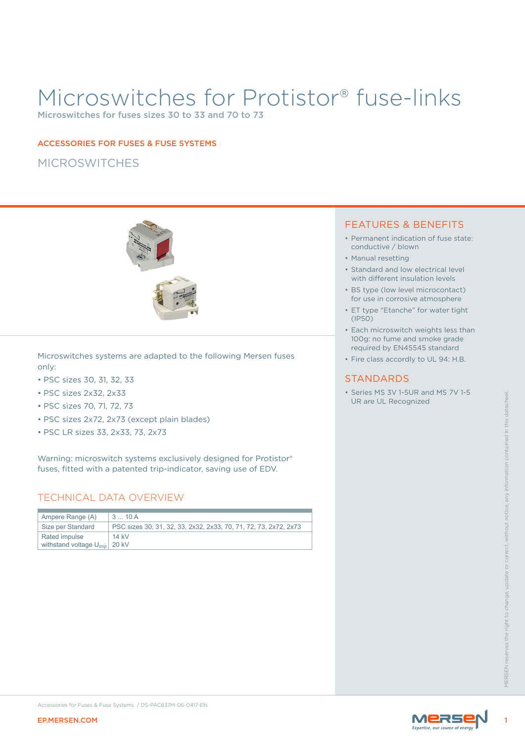# Microswitches for Protistor® fuse-links

Microswitches for fuses sizes 30 to 33 and 70 to 73

ACCESSORIES FOR FUSES & FUSE SYSTEMS

## MICROSWITCHES

Microswitches systems are adapted to the following Mersen fuses only:

- PSC sizes 30, 31, 32, 33
- PSC sizes 2x32, 2x33
- PSC sizes 70, 71, 72, 73
- PSC sizes 2x72, 2x73 (except plain blades)
- PSC LR sizes 33, 2x33, 73, 2x73

Warning: microswitch systems exclusively designed for Protistor® fuses, fitted with a patented trip-indicator, saving use of EDV.

## TECHNICAL DATA OVERVIEW

| | |
|---|---|
| Ampere Range (A) | 3 ... 10 A |
| Size per Standard | PSC sizes 30, 31, 32, 33, 2x32, 2x33, 70, 71, 72, 73, 2x72, 2x73 |
| Rated impulse withstand voltage $U_{imp}$ | 14 kV<br>20 kV |

## FEATURES & BENEFITS

- Permanent indication of fuse state: conductive / blown
- Manual resetting
- Standard and low electrical level with different insulation levels
- BS type (low level microcontact) for use in corrosive atmosphere
- ET type "Etanche" for water tight (IP50)
- Each microswitch weights less than 100g: no fume and smoke grade required by EN45545 standard
- Fire class accordly to UL 94: H.B.

## STANDARDS

- Series MS 3V 1-5UR and MS 7V 1-5 UR are UL Recognized

MERSEN reserves the right to change, update or correct, without notice, any information contained in this datasheet.

Accessories for Fuses & Fuse Systems / DS-PAC637M-06-0417-EN

EP.MERSEN.COM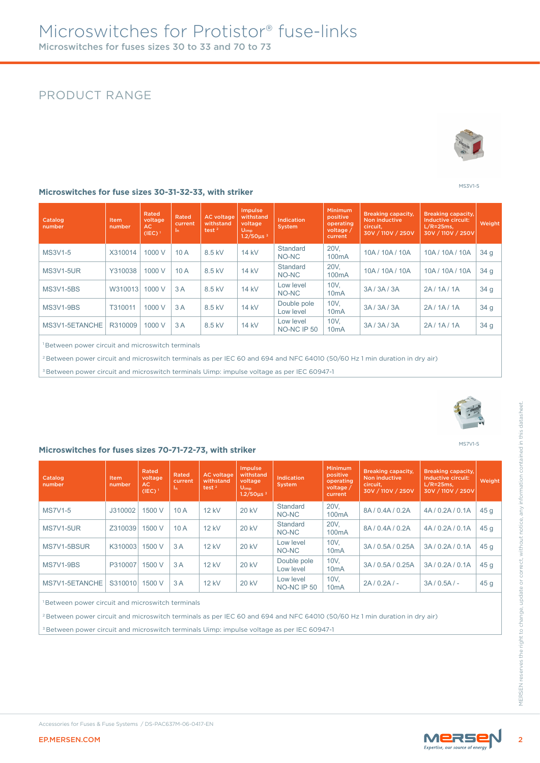# Microswitches for Protistor® fuse-links

Microswitches for fuses sizes 30 to 33 and 70 to 73

## PRODUCT RANGE

MS3V1-5

### Microswitches for fuse sizes 30-31-32-33, with striker

| Catalog number | Item number | Rated voltage AC (IEC) [1] | Rated current $I_n$ | AC voltage withstand test [2] | Impulse withstand voltage $U_{imp}$ 1.2/50µs [3] | Indication System | Minimum positive operating voltage / current | Breaking capacity, Non inductive circuit, 30V / 110V / 250V | Breaking capacity, Inductive circuit: L/R=25ms, 30V / 110V / 250V | Weight |
|---|---|---|---|---|---|---|---|---|---|---|
| MS3V1-5 | X310014 | 1000 V | 10 A | 8.5 kV | 14 kV | Standard NO-NC | 20V, 100mA | 10A / 10A / 10A | 10A / 10A / 10A | 34 g |
| MS3V1-5UR | Y310038 | 1000 V | 10 A | 8.5 kV | 14 kV | Standard NO-NC | 20V, 100mA | 10A / 10A / 10A | 10A / 10A / 10A | 34 g |
| MS3V1-5BS | W310013 | 1000 V | 3 A | 8.5 kV | 14 kV | Low level NO-NC | 10V, 10mA | 3A / 3A / 3A | 2A / 1A / 1A | 34 g |
| MS3V1-9BS | T310011 | 1000 V | 3 A | 8.5 kV | 14 kV | Double pole Low level | 10V, 10mA | 3A / 3A / 3A | 2A / 1A / 1A | 34 g |
| MS3V1-5ETANCHE | R310009 | 1000 V | 3 A | 8.5 kV | 14 kV | Low level NO-NC IP 50 | 10V, 10mA | 3A / 3A / 3A | 2A / 1A / 1A | 34 g |

[1] Between power circuit and microswitch terminals

[2] Between power circuit and microswitch terminals as per IEC 60 and 694 and NFC 64010 (50/60 Hz 1 min duration in dry air)

[3] Between power circuit and microswitch terminals Uimp: impulse voltage as per IEC 60947-1

MS7V1-5

### Microswitches for fuses sizes 70-71-72-73, with striker

| Catalog number | Item number | Rated voltage AC (IEC) [1] | Rated current $I_n$ | AC voltage withstand test [2] | Impulse withstand voltage $U_{imp}$ 1.2/50µs [3] | Indication System | Minimum positive operating voltage / current | Breaking capacity, Non inductive circuit, 30V / 110V / 250V | Breaking capacity, Inductive circuit: L/R=25ms, 30V / 110V / 250V | Weight |
|---|---|---|---|---|---|---|---|---|---|---|
| MS7V1-5 | J310002 | 1500 V | 10 A | 12 kV | 20 kV | Standard NO-NC | 20V, 100mA | 8A / 0.4A / 0.2A | 4A / 0.2A / 0.1A | 45 g |
| MS7V1-5UR | Z310039 | 1500 V | 10 A | 12 kV | 20 kV | Standard NO-NC | 20V, 100mA | 8A / 0.4A / 0.2A | 4A / 0.2A / 0.1A | 45 g |
| MS7V1-5BSUR | K310003 | 1500 V | 3 A | 12 kV | 20 kV | Low level NO-NC | 10V, 10mA | 3A / 0.5A / 0.25A | 3A / 0.2A / 0.1A | 45 g |
| MS7V1-9BS | P310007 | 1500 V | 3 A | 12 kV | 20 kV | Double pole Low level | 10V, 10mA | 3A / 0.5A / 0.25A | 3A / 0.2A / 0.1A | 45 g |
| MS7V1-5ETANCHE | S310010 | 1500 V | 3 A | 12 kV | 20 kV | Low level NO-NC IP 50 | 10V, 10mA | 2A / 0.2A / - | 3A / 0.5A / - | 45 g |

[1] Between power circuit and microswitch terminals

[2] Between power circuit and microswitch terminals as per IEC 60 and 694 and NFC 64010 (50/60 Hz 1 min duration in dry air)

[3] Between power circuit and microswitch terminals Uimp: impulse voltage as per IEC 60947-1

MERSEN reserves the right to change, update or correct, without notice, any information contained in this datasheet.

Accessories for Fuses & Fuse Systems / DS-PAC637M-06-0417-EN

EP.MERSEN.COM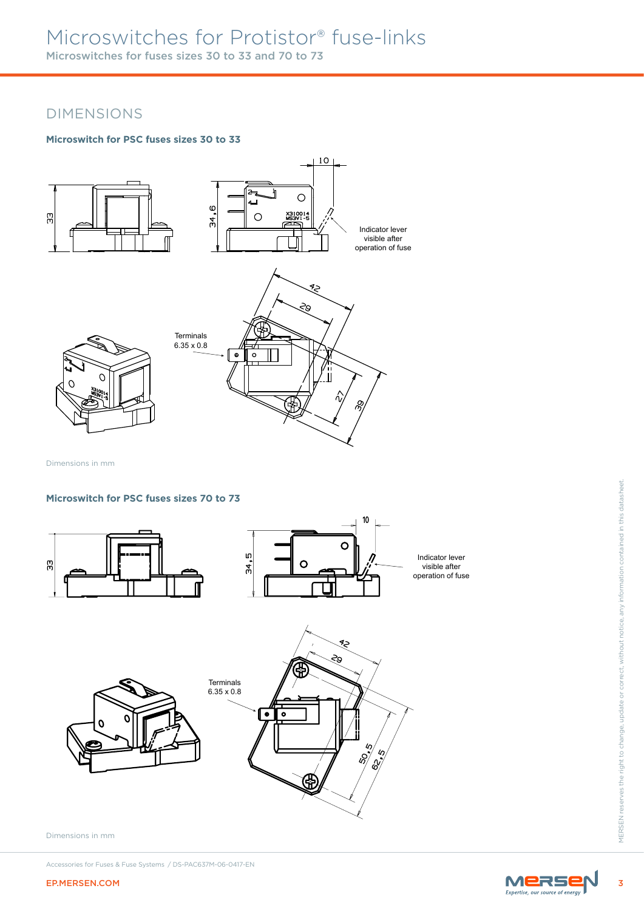# Microswitches for Protistor® fuse-links

Microswitches for fuses sizes 30 to 33 and 70 to 73

## DIMENSIONS

### Microswitch for PSC fuses sizes 30 to 33

33

34,6

10

Indicator lever visible after operation of fuse

X310014
MS3V1-5

42

29

Terminals 6.35 x 0.8

27

39

Dimensions in mm

### Microswitch for PSC fuses sizes 70 to 73

33

34,5

10

Indicator lever visible after operation of fuse

42

29

Terminals 6.35 x 0.8

50,5

62,5

Dimensions in mm

MERSEN reserves the right to change, update or correct, without notice, any information contained in this datasheet.

Accessories for Fuses & Fuse Systems / DS-PAC637M-06-0417-EN

EP.MERSEN.COM